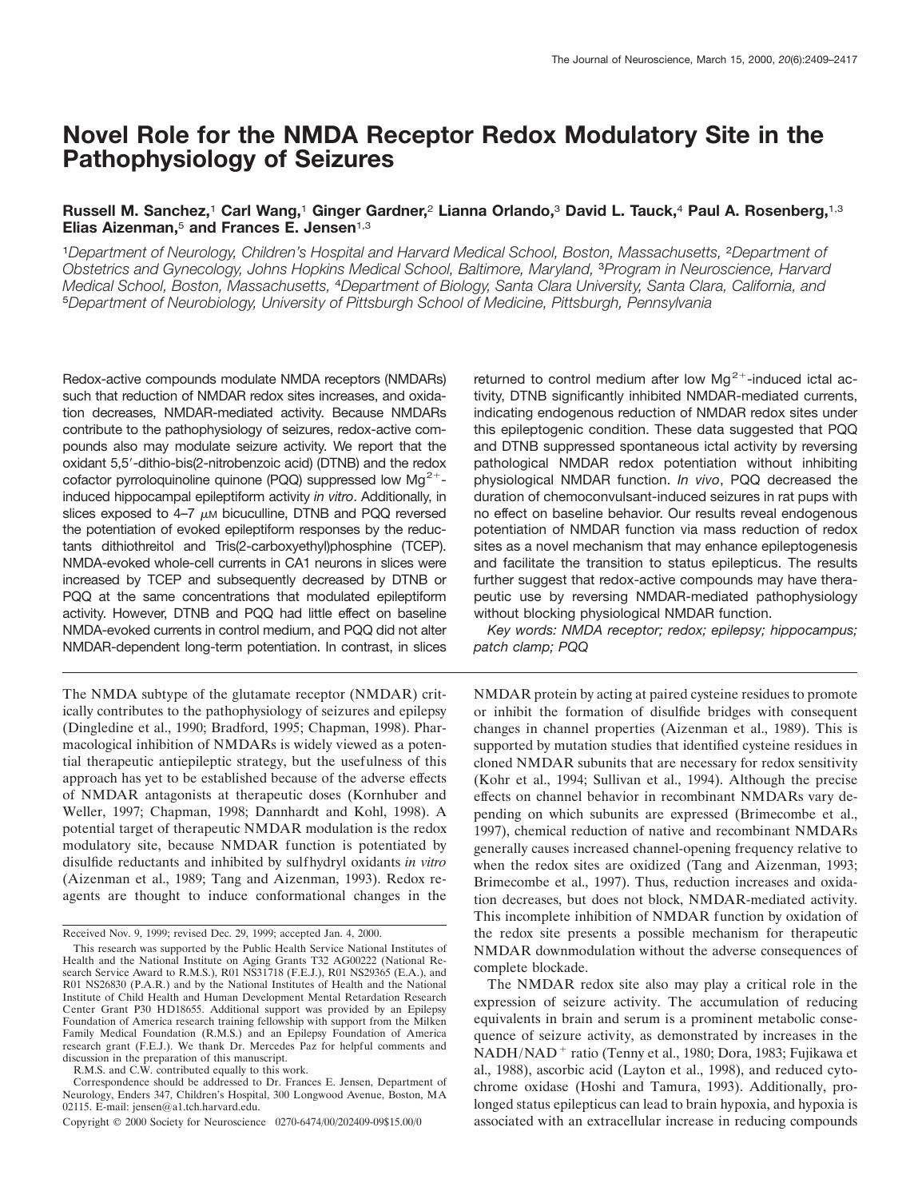# Novel Role for the NMDA Receptor Redox Modulatory Site in the Pathophysiology of Seizures

**Russell M. Sanchez,[1] Carl Wang,[1] Ginger Gardner,[2] Lianna Orlando,[3] David L. Tauck,[4] Paul A. Rosenberg,[1,3] Elias Aizenman,[5] and Frances E. Jensen[1,3]**

[1]*Department of Neurology, Children's Hospital and Harvard Medical School, Boston, Massachusetts,* [2]*Department of Obstetrics and Gynecology, Johns Hopkins Medical School, Baltimore, Maryland,* [3]*Program in Neuroscience, Harvard Medical School, Boston, Massachusetts,* [4]*Department of Biology, Santa Clara University, Santa Clara, California, and* [5]*Department of Neurobiology, University of Pittsburgh School of Medicine, Pittsburgh, Pennsylvania*

Redox-active compounds modulate NMDA receptors (NMDARs) such that reduction of NMDAR redox sites increases, and oxidation decreases, NMDAR-mediated activity. Because NMDARs contribute to the pathophysiology of seizures, redox-active compounds also may modulate seizure activity. We report that the oxidant 5,5′-dithio-bis(2-nitrobenzoic acid) (DTNB) and the redox cofactor pyrroloquinoline quinone (PQQ) suppressed low $Mg^{2+}$-induced hippocampal epileptiform activity *in vitro*. Additionally, in slices exposed to 4–7 $\mu$M bicuculline, DTNB and PQQ reversed the potentiation of evoked epileptiform responses by the reductants dithiothreitol and Tris(2-carboxyethyl)phosphine (TCEP). NMDA-evoked whole-cell currents in CA1 neurons in slices were increased by TCEP and subsequently decreased by DTNB or PQQ at the same concentrations that modulated epileptiform activity. However, DTNB and PQQ had little effect on baseline NMDA-evoked currents in control medium, and PQQ did not alter NMDAR-dependent long-term potentiation. In contrast, in slices returned to control medium after low $Mg^{2+}$-induced ictal activity, DTNB significantly inhibited NMDAR-mediated currents, indicating endogenous reduction of NMDAR redox sites under this epileptogenic condition. These data suggested that PQQ and DTNB suppressed spontaneous ictal activity by reversing pathological NMDAR redox potentiation without inhibiting physiological NMDAR function. *In vivo*, PQQ decreased the duration of chemoconvulsant-induced seizures in rat pups with no effect on baseline behavior. Our results reveal endogenous potentiation of NMDAR function via mass reduction of redox sites as a novel mechanism that may enhance epileptogenesis and facilitate the transition to status epilepticus. The results further suggest that redox-active compounds may have therapeutic use by reversing NMDAR-mediated pathophysiology without blocking physiological NMDAR function.

*Key words: NMDA receptor; redox; epilepsy; hippocampus; patch clamp; PQQ*

The NMDA subtype of the glutamate receptor (NMDAR) critically contributes to the pathophysiology of seizures and epilepsy (Dingledine et al., 1990; Bradford, 1995; Chapman, 1998). Pharmacological inhibition of NMDARs is widely viewed as a potential therapeutic antiepileptic strategy, but the usefulness of this approach has yet to be established because of the adverse effects of NMDAR antagonists at therapeutic doses (Kornhuber and Weller, 1997; Chapman, 1998; Dannhardt and Kohl, 1998). A potential target of therapeutic NMDAR modulation is the redox modulatory site, because NMDAR function is potentiated by disulfide reductants and inhibited by sulfhydryl oxidants *in vitro* (Aizenman et al., 1989; Tang and Aizenman, 1993). Redox reagents are thought to induce conformational changes in the NMDAR protein by acting at paired cysteine residues to promote or inhibit the formation of disulfide bridges with consequent changes in channel properties (Aizenman et al., 1989). This is supported by mutation studies that identified cysteine residues in cloned NMDAR subunits that are necessary for redox sensitivity (Kohr et al., 1994; Sullivan et al., 1994). Although the precise effects on channel behavior in recombinant NMDARs vary depending on which subunits are expressed (Brimecombe et al., 1997), chemical reduction of native and recombinant NMDARs generally causes increased channel-opening frequency relative to when the redox sites are oxidized (Tang and Aizenman, 1993; Brimecombe et al., 1997). Thus, reduction increases and oxidation decreases, but does not block, NMDAR-mediated activity. This incomplete inhibition of NMDAR function by oxidation of the redox site presents a possible mechanism for therapeutic NMDAR downmodulation without the adverse consequences of complete blockade.

The NMDAR redox site also may play a critical role in the expression of seizure activity. The accumulation of reducing equivalents in brain and serum is a prominent metabolic consequence of seizure activity, as demonstrated by increases in the NADH/NAD$^+$ ratio (Tenny et al., 1980; Dora, 1983; Fujikawa et al., 1988), ascorbic acid (Layton et al., 1998), and reduced cytochrome oxidase (Hoshi and Tamura, 1993). Additionally, prolonged status epilepticus can lead to brain hypoxia, and hypoxia is associated with an extracellular increase in reducing compounds

Received Nov. 9, 1999; revised Dec. 29, 1999; accepted Jan. 4, 2000.

This research was supported by the Public Health Service National Institutes of Health and the National Institute on Aging Grants T32 AG00222 (National Research Service Award to R.M.S.), R01 NS31718 (F.E.J.), R01 NS29365 (E.A.), and R01 NS26830 (P.A.R.) and by the National Institutes of Health and the National Institute of Child Health and Human Development Mental Retardation Research Center Grant P30 HD18655. Additional support was provided by an Epilepsy Foundation of America research training fellowship with support from the Milken Family Medical Foundation (R.M.S.) and an Epilepsy Foundation of America research grant (F.E.J.). We thank Dr. Mercedes Paz for helpful comments and discussion in the preparation of this manuscript.

R.M.S. and C.W. contributed equally to this work.

Correspondence should be addressed to Dr. Frances E. Jensen, Department of Neurology, Enders 347, Children's Hospital, 300 Longwood Avenue, Boston, MA 02115. E-mail: jensen@a1.tch.harvard.edu.

Copyright © 2000 Society for Neuroscience 0270-6474/00/202409-09$15.00/0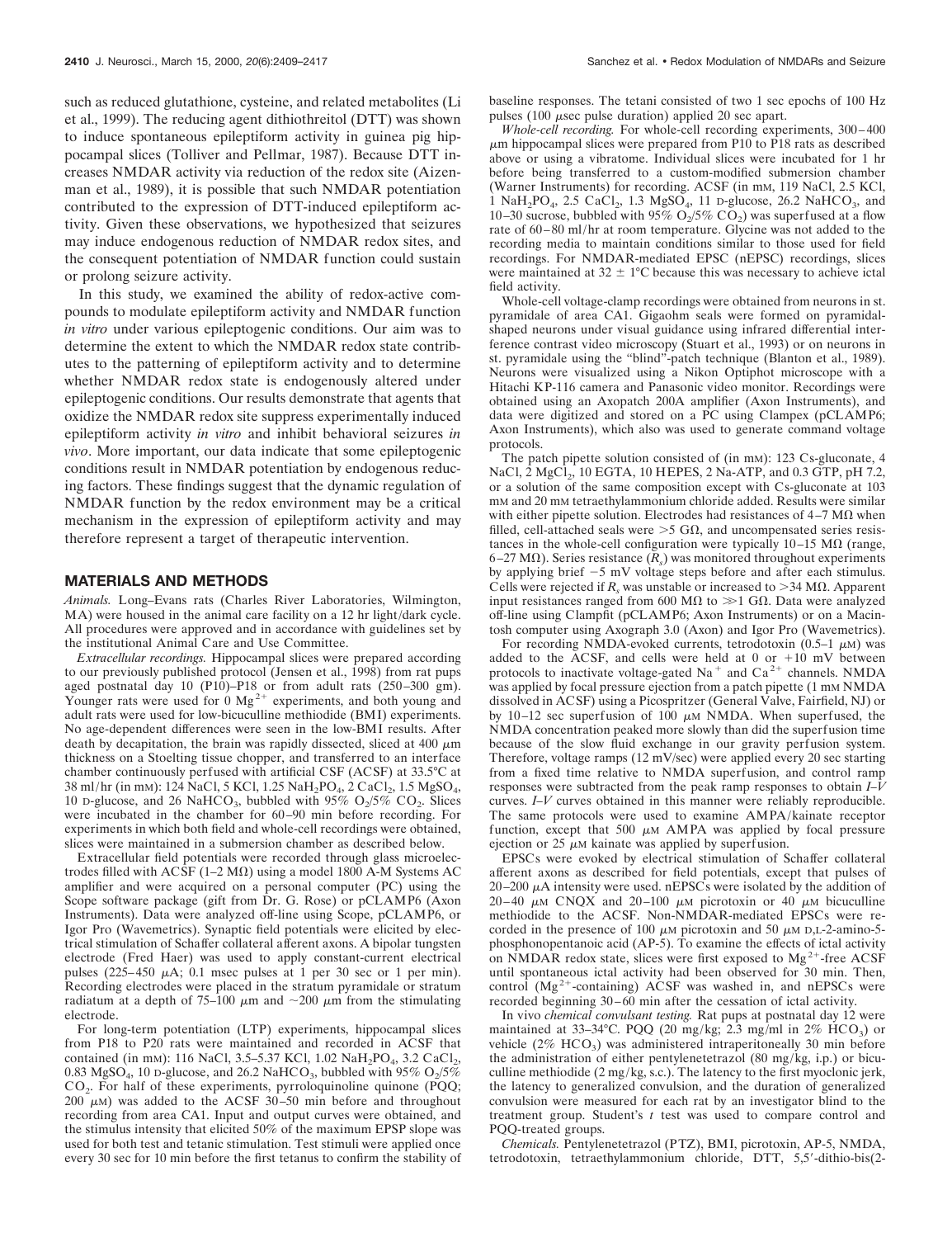such as reduced glutathione, cysteine, and related metabolites (Li et al., 1999). The reducing agent dithiothreitol (DTT) was shown to induce spontaneous epileptiform activity in guinea pig hippocampal slices (Tolliver and Pellmar, 1987). Because DTT increases NMDAR activity via reduction of the redox site (Aizenman et al., 1989), it is possible that such NMDAR potentiation contributed to the expression of DTT-induced epileptiform activity. Given these observations, we hypothesized that seizures may induce endogenous reduction of NMDAR redox sites, and the consequent potentiation of NMDAR function could sustain or prolong seizure activity.

In this study, we examined the ability of redox-active compounds to modulate epileptiform activity and NMDAR function *in vitro* under various epileptogenic conditions. Our aim was to determine the extent to which the NMDAR redox state contributes to the patterning of epileptiform activity and to determine whether NMDAR redox state is endogenously altered under epileptogenic conditions. Our results demonstrate that agents that oxidize the NMDAR redox site suppress experimentally induced epileptiform activity *in vitro* and inhibit behavioral seizures *in vivo*. More important, our data indicate that some epileptogenic conditions result in NMDAR potentiation by endogenous reducing factors. These findings suggest that the dynamic regulation of NMDAR function by the redox environment may be a critical mechanism in the expression of epileptiform activity and may therefore represent a target of therapeutic intervention.

## MATERIALS AND METHODS

*Animals.* Long–Evans rats (Charles River Laboratories, Wilmington, MA) were housed in the animal care facility on a 12 hr light/dark cycle. All procedures were approved and in accordance with guidelines set by the institutional Animal Care and Use Committee.

*Extracellular recordings.* Hippocampal slices were prepared according to our previously published protocol (Jensen et al., 1998) from rat pups aged postnatal day 10 (P10)–P18 or from adult rats (250–300 gm). Younger rats were used for 0 $Mg^{2+}$ experiments, and both young and adult rats were used for low-bicuculline methiodide (BMI) experiments. No age-dependent differences were seen in the low-BMI results. After death by decapitation, the brain was rapidly dissected, sliced at 400 μm thickness on a Stoelting tissue chopper, and transferred to an interface chamber continuously perfused with artificial CSF (ACSF) at 33.5°C at 38 ml/hr (in mM): 124 NaCl, 5 KCl, 1.25 $NaH_2PO_4$, 2 $CaCl_2$, 1.5 $MgSO_4$, 10 D-glucose, and 26 $NaHCO_3$, bubbled with 95% $O_2$/5% $CO_2$. Slices were incubated in the chamber for 60–90 min before recording. For experiments in which both field and whole-cell recordings were obtained, slices were maintained in a submersion chamber as described below.

Extracellular field potentials were recorded through glass microelectrodes filled with ACSF (1–2 MΩ) using a model 1800 A-M Systems AC amplifier and were acquired on a personal computer (PC) using the Scope software package (gift from Dr. G. Rose) or pCLAMP6 (Axon Instruments). Data were analyzed off-line using Scope, pCLAMP6, or Igor Pro (Wavemetrics). Synaptic field potentials were elicited by electrical stimulation of Schaffer collateral afferent axons. A bipolar tungsten electrode (Fred Haer) was used to apply constant-current electrical pulses (225–450 μA; 0.1 msec pulses at 1 per 30 sec or 1 per min). Recording electrodes were placed in the stratum pyramidale or stratum radiatum at a depth of 75–100 μm and ~200 μm from the stimulating electrode.

For long-term potentiation (LTP) experiments, hippocampal slices from P18 to P20 rats were maintained and recorded in ACSF that contained (in mM): 116 NaCl, 3.5–5.37 KCl, 1.02 $NaH_2PO_4$, 3.2 $CaCl_2$, 0.83 $MgSO_4$, 10 D-glucose, and 26.2 $NaHCO_3$, bubbled with 95% $O_2$/5% $CO_2$. For half of these experiments, pyrroloquinoline quinone (PQQ; 200 μM) was added to the ACSF 30–50 min before and throughout recording from area CA1. Input and output curves were obtained, and the stimulus intensity that elicited 50% of the maximum EPSP slope was used for both test and tetanic stimulation. Test stimuli were applied once every 30 sec for 10 min before the first tetanus to confirm the stability of baseline responses. The tetani consisted of two 1 sec epochs of 100 Hz pulses (100 μsec pulse duration) applied 20 sec apart.

*Whole-cell recording.* For whole-cell recording experiments, 300–400 μm hippocampal slices were prepared from P10 to P18 rats as described above or using a vibratome. Individual slices were incubated for 1 hr before being transferred to a custom-modified submersion chamber (Warner Instruments) for recording. ACSF (in mM, 119 NaCl, 2.5 KCl, 1 $NaH_2PO_4$, 2.5 $CaCl_2$, 1.3 $MgSO_4$, 11 D-glucose, 26.2 $NaHCO_3$, and 10–30 sucrose, bubbled with 95% $O_2$/5% $CO_2$) was superfused at a flow rate of 60–80 ml/hr at room temperature. Glycine was not added to the recording media to maintain conditions similar to those used for field recordings. For NMDAR-mediated EPSC (nEPSC) recordings, slices were maintained at 32 ± 1°C because this was necessary to achieve ictal field activity.

Whole-cell voltage-clamp recordings were obtained from neurons in st. pyramidale of area CA1. Gigaohm seals were formed on pyramidal-shaped neurons under visual guidance using infrared differential interference contrast video microscopy (Stuart et al., 1993) or on neurons in st. pyramidale using the "blind"-patch technique (Blanton et al., 1989). Neurons were visualized using a Nikon Optiphot microscope with a Hitachi KP-116 camera and Panasonic video monitor. Recordings were obtained using an Axopatch 200A amplifier (Axon Instruments), and data were digitized and stored on a PC using Clampex (pCLAMP6; Axon Instruments), which also was used to generate command voltage protocols.

The patch pipette solution consisted of (in mM): 123 Cs-gluconate, 4 NaCl, 2 $MgCl_2$, 10 EGTA, 10 HEPES, 2 Na-ATP, and 0.3 GTP, pH 7.2, or a solution of the same composition except with Cs-gluconate at 103 mM and 20 mM tetraethylammonium chloride added. Results were similar with either pipette solution. Electrodes had resistances of 4–7 MΩ when filled, cell-attached seals were >5 GΩ, and uncompensated series resistances in the whole-cell configuration were typically 10–15 MΩ (range, 6–27 MΩ). Series resistance ($R_s$) was monitored throughout experiments by applying brief −5 mV voltage steps before and after each stimulus. Cells were rejected if $R_s$ was unstable or increased to >34 MΩ. Apparent input resistances ranged from 600 MΩ to ≫1 GΩ. Data were analyzed off-line using Clampfit (pCLAMP6; Axon Instruments) or on a Macintosh computer using Axograph 3.0 (Axon) and Igor Pro (Wavemetrics).

For recording NMDA-evoked currents, tetrodotoxin (0.5–1 μM) was added to the ACSF, and cells were held at 0 or +10 mV between protocols to inactivate voltage-gated $Na^+$ and $Ca^{2+}$ channels. NMDA was applied by focal pressure ejection from a patch pipette (1 mM NMDA dissolved in ACSF) using a Picospritzer (General Valve, Fairfield, NJ) or by 10–12 sec superfusion of 100 μM NMDA. When superfused, the NMDA concentration peaked more slowly than did the superfusion time because of the slow fluid exchange in our gravity perfusion system. Therefore, voltage ramps (12 mV/sec) were applied every 20 sec starting from a fixed time relative to NMDA superfusion, and control ramp responses were subtracted from the peak ramp responses to obtain *I–V* curves. *I–V* curves obtained in this manner were reliably reproducible. The same protocols were used to examine AMPA/kainate receptor function, except that 500 μM AMPA was applied by focal pressure ejection or 25 μM kainate was applied by superfusion.

EPSCs were evoked by electrical stimulation of Schaffer collateral afferent axons as described for field potentials, except that pulses of 20–200 μA intensity were used. nEPSCs were isolated by the addition of 20–40 μM CNQX and 20–100 μM picrotoxin or 40 μM bicuculline methiodide to the ACSF. Non-NMDAR-mediated EPSCs were recorded in the presence of 100 μM picrotoxin and 50 μM D,L-2-amino-5-phosphonopentanoic acid (AP-5). To examine the effects of ictal activity on NMDAR redox state, slices were first exposed to $Mg^{2+}$-free ACSF until spontaneous ictal activity had been observed for 30 min. Then, control ($Mg^{2+}$-containing) ACSF was washed in, and nEPSCs were recorded beginning 30–60 min after the cessation of ictal activity.

*In vivo chemical convulsant testing.* Rat pups at postnatal day 12 were maintained at 33–34°C. PQQ (20 mg/kg; 2.3 mg/ml in 2% $HCO_3$) or vehicle (2% $HCO_3$) was administered intraperitoneally 30 min before the administration of either pentylenetetrazol (80 mg/kg, i.p.) or bicuculline methiodide (2 mg/kg, s.c.). The latency to the first myoclonic jerk, the latency to generalized convulsion, and the duration of generalized convulsion were measured for each rat by an investigator blind to the treatment group. Student's *t* test was used to compare control and PQQ-treated groups.

*Chemicals.* Pentylenetetrazol (PTZ), BMI, picrotoxin, AP-5, NMDA, tetrodotoxin, tetraethylammonium chloride, DTT, 5,5′-dithio-bis(2-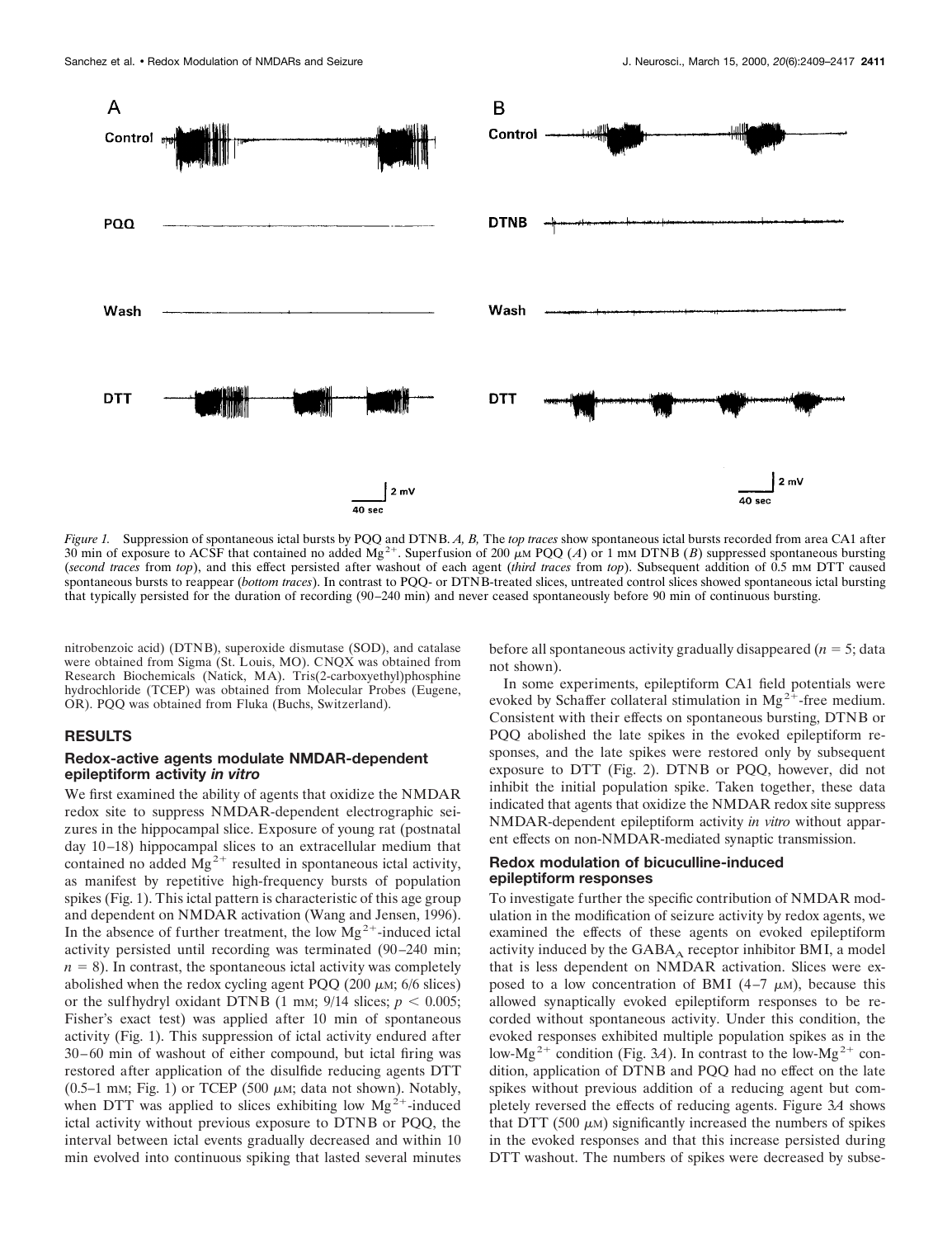*Figure 1.* Suppression of spontaneous ictal bursts by PQQ and DTNB. *A, B,* The *top traces* show spontaneous ictal bursts recorded from area CA1 after 30 min of exposure to ACSF that contained no added $Mg^{2+}$. Superfusion of 200 $\mu$M PQQ (*A*) or 1 mM DTNB (*B*) suppressed spontaneous bursting (*second traces* from *top*), and this effect persisted after washout of each agent (*third traces* from *top*). Subsequent addition of 0.5 mM DTT caused spontaneous bursts to reappear (*bottom traces*). In contrast to PQQ- or DTNB-treated slices, untreated control slices showed spontaneous ictal bursting that typically persisted for the duration of recording (90–240 min) and never ceased spontaneously before 90 min of continuous bursting.

nitrobenzoic acid) (DTNB), superoxide dismutase (SOD), and catalase were obtained from Sigma (St. Louis, MO). CNQX was obtained from Research Biochemicals (Natick, MA). Tris(2-carboxyethyl)phosphine hydrochloride (TCEP) was obtained from Molecular Probes (Eugene, OR). PQQ was obtained from Fluka (Buchs, Switzerland).

## RESULTS

### Redox-active agents modulate NMDAR-dependent epileptiform activity *in vitro*

We first examined the ability of agents that oxidize the NMDAR redox site to suppress NMDAR-dependent electrographic seizures in the hippocampal slice. Exposure of young rat (postnatal day 10–18) hippocampal slices to an extracellular medium that contained no added $Mg^{2+}$ resulted in spontaneous ictal activity, as manifest by repetitive high-frequency bursts of population spikes (Fig. 1). This ictal pattern is characteristic of this age group and dependent on NMDAR activation (Wang and Jensen, 1996). In the absence of further treatment, the low $Mg^{2+}$-induced ictal activity persisted until recording was terminated (90–240 min; $n = 8$). In contrast, the spontaneous ictal activity was completely abolished when the redox cycling agent PQQ (200 $\mu$M; 6/6 slices) or the sulfhydryl oxidant DTNB (1 mM; 9/14 slices; $p < 0.005$; Fisher's exact test) was applied after 10 min of spontaneous activity (Fig. 1). This suppression of ictal activity endured after 30–60 min of washout of either compound, but ictal firing was restored after application of the disulfide reducing agents DTT (0.5–1 mM; Fig. 1) or TCEP (500 $\mu$M; data not shown). Notably, when DTT was applied to slices exhibiting low $Mg^{2+}$-induced ictal activity without previous exposure to DTNB or PQQ, the interval between ictal events gradually decreased and within 10 min evolved into continuous spiking that lasted several minutes before all spontaneous activity gradually disappeared ($n = 5$; data not shown).

In some experiments, epileptiform CA1 field potentials were evoked by Schaffer collateral stimulation in $Mg^{2+}$-free medium. Consistent with their effects on spontaneous bursting, DTNB or PQQ abolished the late spikes in the evoked epileptiform responses, and the late spikes were restored only by subsequent exposure to DTT (Fig. 2). DTNB or PQQ, however, did not inhibit the initial population spike. Taken together, these data indicated that agents that oxidize the NMDAR redox site suppress NMDAR-dependent epileptiform activity *in vitro* without apparent effects on non-NMDAR-mediated synaptic transmission.

### Redox modulation of bicuculline-induced epileptiform responses

To investigate further the specific contribution of NMDAR modulation in the modification of seizure activity by redox agents, we examined the effects of these agents on evoked epileptiform activity induced by the $GABA_A$ receptor inhibitor BMI, a model that is less dependent on NMDAR activation. Slices were exposed to a low concentration of BMI (4–7 $\mu$M), because this allowed synaptically evoked epileptiform responses to be recorded without spontaneous activity. Under this condition, the evoked responses exhibited multiple population spikes as in the low-$Mg^{2+}$ condition (Fig. 3*A*). In contrast to the low-$Mg^{2+}$ condition, application of DTNB and PQQ had no effect on the late spikes without previous addition of a reducing agent but completely reversed the effects of reducing agents. Figure 3*A* shows that DTT (500 $\mu$M) significantly increased the numbers of spikes in the evoked responses and that this increase persisted during DTT washout. The numbers of spikes were decreased by subse-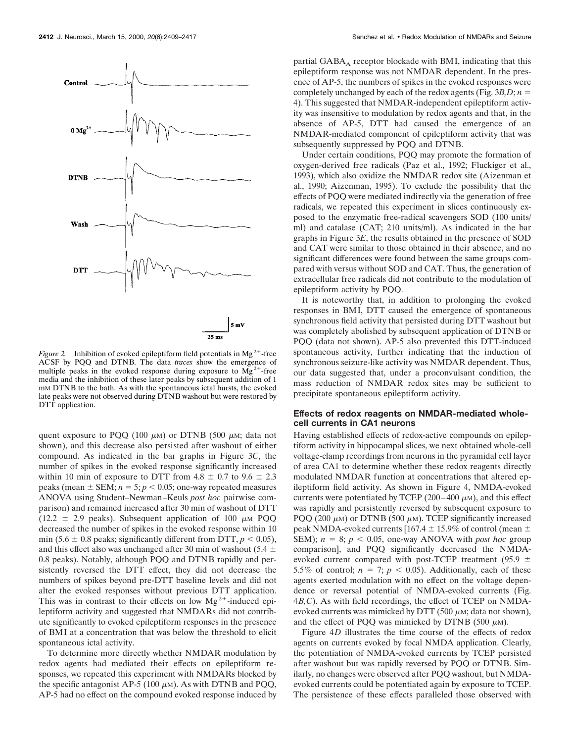*Figure 2.* Inhibition of evoked epileptiform field potentials in $Mg^{2+}$-free ACSF by PQQ and DTNB. The data *traces* show the emergence of multiple peaks in the evoked response during exposure to $Mg^{2+}$-free media and the inhibition of these later peaks by subsequent addition of 1 mM DTNB to the bath. As with the spontaneous ictal bursts, the evoked late peaks were not observed during DTNB washout but were restored by DTT application.

quent exposure to PQQ (100 μM) or DTNB (500 μM; data not shown), and this decrease also persisted after washout of either compound. As indicated in the bar graphs in Figure 3*C*, the number of spikes in the evoked response significantly increased within 10 min of exposure to DTT from 4.8 ± 0.7 to 9.6 ± 2.3 peaks (mean ± SEM; $n = 5$; $p < 0.05$; one-way repeated measures ANOVA using Student–Newman–Keuls *post hoc* pairwise comparison) and remained increased after 30 min of washout of DTT (12.2 ± 2.9 peaks). Subsequent application of 100 μM PQQ decreased the number of spikes in the evoked response within 10 min (5.6 ± 0.8 peaks; significantly different from DTT, $p < 0.05$), and this effect also was unchanged after 30 min of washout (5.4 ± 0.8 peaks). Notably, although PQQ and DTNB rapidly and persistently reversed the DTT effect, they did not decrease the numbers of spikes beyond pre-DTT baseline levels and did not alter the evoked responses without previous DTT application. This was in contrast to their effects on low $Mg^{2+}$-induced epileptiform activity and suggested that NMDARs did not contribute significantly to evoked epileptiform responses in the presence of BMI at a concentration that was below the threshold to elicit spontaneous ictal activity.

To determine more directly whether NMDAR modulation by redox agents had mediated their effects on epileptiform responses, we repeated this experiment with NMDARs blocked by the specific antagonist AP-5 (100 μM). As with DTNB and PQQ, AP-5 had no effect on the compound evoked response induced by partial $GABA_A$ receptor blockade with BMI, indicating that this epileptiform response was not NMDAR dependent. In the presence of AP-5, the numbers of spikes in the evoked responses were completely unchanged by each of the redox agents (Fig. 3*B,D*; $n = 4$). This suggested that NMDAR-independent epileptiform activity was insensitive to modulation by redox agents and that, in the absence of AP-5, DTT had caused the emergence of an NMDAR-mediated component of epileptiform activity that was subsequently suppressed by PQQ and DTNB.

Under certain conditions, PQQ may promote the formation of oxygen-derived free radicals (Paz et al., 1992; Fluckiger et al., 1993), which also oxidize the NMDAR redox site (Aizenman et al., 1990; Aizenman, 1995). To exclude the possibility that the effects of PQQ were mediated indirectly via the generation of free radicals, we repeated this experiment in slices continuously exposed to the enzymatic free-radical scavengers SOD (100 units/ml) and catalase (CAT; 210 units/ml). As indicated in the bar graphs in Figure 3*E*, the results obtained in the presence of SOD and CAT were similar to those obtained in their absence, and no significant differences were found between the same groups compared with versus without SOD and CAT. Thus, the generation of extracellular free radicals did not contribute to the modulation of epileptiform activity by PQQ.

It is noteworthy that, in addition to prolonging the evoked responses in BMI, DTT caused the emergence of spontaneous synchronous field activity that persisted during DTT washout but was completely abolished by subsequent application of DTNB or PQQ (data not shown). AP-5 also prevented this DTT-induced spontaneous activity, further indicating that the induction of synchronous seizure-like activity was NMDAR dependent. Thus, our data suggested that, under a proconvulsant condition, the mass reduction of NMDAR redox sites may be sufficient to precipitate spontaneous epileptiform activity.

### Effects of redox reagents on NMDAR-mediated whole-cell currents in CA1 neurons

Having established effects of redox-active compounds on epileptiform activity in hippocampal slices, we next obtained whole-cell voltage-clamp recordings from neurons in the pyramidal cell layer of area CA1 to determine whether these redox reagents directly modulated NMDAR function at concentrations that altered epileptiform field activity. As shown in Figure 4, NMDA-evoked currents were potentiated by TCEP (200–400 μM), and this effect was rapidly and persistently reversed by subsequent exposure to PQQ (200 μM) or DTNB (500 μM). TCEP significantly increased peak NMDA-evoked currents [167.4 ± 15.9% of control (mean ± SEM); $n = 8$; $p < 0.05$, one-way ANOVA with *post hoc* group comparison], and PQQ significantly decreased the NMDA-evoked current compared with post-TCEP treatment (95.9 ± 5.5% of control; $n = 7$; $p < 0.05$). Additionally, each of these agents exerted modulation with no effect on the voltage dependence or reversal potential of NMDA-evoked currents (Fig. 4*B,C*). As with field recordings, the effect of TCEP on NMDA-evoked currents was mimicked by DTT (500 μM; data not shown), and the effect of PQQ was mimicked by DTNB (500 μM).

Figure 4*D* illustrates the time course of the effects of redox agents on currents evoked by focal NMDA application. Clearly, the potentiation of NMDA-evoked currents by TCEP persisted after washout but was rapidly reversed by PQQ or DTNB. Similarly, no changes were observed after PQQ washout, but NMDA-evoked currents could be potentiated again by exposure to TCEP. The persistence of these effects paralleled those observed with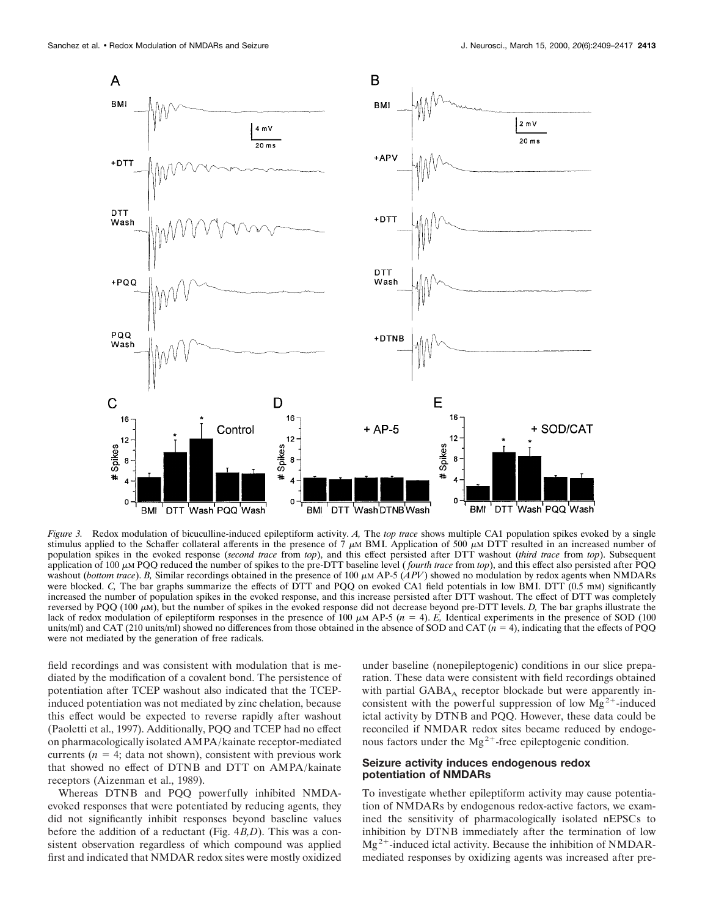*Figure 3.* Redox modulation of bicuculline-induced epileptiform activity. *A,* The *top trace* shows multiple CA1 population spikes evoked by a single stimulus applied to the Schaffer collateral afferents in the presence of 7 μM BMI. Application of 500 μM DTT resulted in an increased number of population spikes in the evoked response (*second trace* from *top*), and this effect persisted after DTT washout (*third trace* from *top*). Subsequent application of 100 μM PQQ reduced the number of spikes to the pre-DTT baseline level (*fourth trace* from *top*), and this effect also persisted after PQQ washout (*bottom trace*). *B,* Similar recordings obtained in the presence of 100 μM AP-5 (*APV*) showed no modulation by redox agents when NMDARs were blocked. *C,* The bar graphs summarize the effects of DTT and PQQ on evoked CA1 field potentials in low BMI. DTT (0.5 mM) significantly increased the number of population spikes in the evoked response, and this increase persisted after DTT washout. The effect of DTT was completely reversed by PQQ (100 μM), but the number of spikes in the evoked response did not decrease beyond pre-DTT levels. *D,* The bar graphs illustrate the lack of redox modulation of epileptiform responses in the presence of 100 μM AP-5 ($n = 4$). *E,* Identical experiments in the presence of SOD (100 units/ml) and CAT (210 units/ml) showed no differences from those obtained in the absence of SOD and CAT ($n = 4$), indicating that the effects of PQQ were not mediated by the generation of free radicals.

field recordings and was consistent with modulation that is mediated by the modification of a covalent bond. The persistence of potentiation after TCEP washout also indicated that the TCEP-induced potentiation was not mediated by zinc chelation, because this effect would be expected to reverse rapidly after washout (Paoletti et al., 1997). Additionally, PQQ and TCEP had no effect on pharmacologically isolated AMPA/kainate receptor-mediated currents ($n = 4$; data not shown), consistent with previous work that showed no effect of DTNB and DTT on AMPA/kainate receptors (Aizenman et al., 1989).

Whereas DTNB and PQQ powerfully inhibited NMDA-evoked responses that were potentiated by reducing agents, they did not significantly inhibit responses beyond baseline values before the addition of a reductant (Fig. 4*B,D*). This was a consistent observation regardless of which compound was applied first and indicated that NMDAR redox sites were mostly oxidized under baseline (nonepileptogenic) conditions in our slice preparation. These data were consistent with field recordings obtained with partial $GABA_A$ receptor blockade but were apparently inconsistent with the powerful suppression of low $Mg^{2+}$-induced ictal activity by DTNB and PQQ. However, these data could be reconciled if NMDAR redox sites became reduced by endogenous factors under the $Mg^{2+}$-free epileptogenic condition.

### Seizure activity induces endogenous redox potentiation of NMDARs

To investigate whether epileptiform activity may cause potentiation of NMDARs by endogenous redox-active factors, we examined the sensitivity of pharmacologically isolated nEPSCs to inhibition by DTNB immediately after the termination of low $Mg^{2+}$-induced ictal activity. Because the inhibition of NMDAR-mediated responses by oxidizing agents was increased after pre-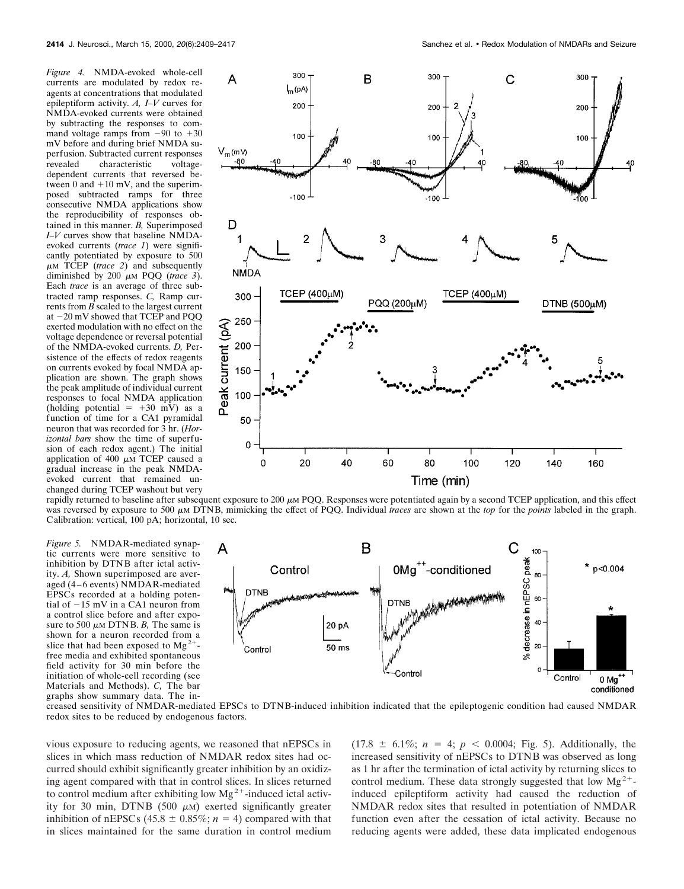*Figure 4.* NMDA-evoked whole-cell currents are modulated by redox reagents at concentrations that modulated epileptiform activity. *A*, *I–V* curves for NMDA-evoked currents were obtained by subtracting the responses to command voltage ramps from −90 to +30 mV before and during brief NMDA superfusion. Subtracted current responses revealed characteristic voltage-dependent currents that reversed between 0 and +10 mV, and the superimposed subtracted ramps for three consecutive NMDA applications show the reproducibility of responses obtained in this manner. *B*, Superimposed *I–V* curves show that baseline NMDA-evoked currents (*trace 1*) were significantly potentiated by exposure to 500 $\mu$M TCEP (*trace 2*) and subsequently diminished by 200 $\mu$M PQQ (*trace 3*). Each *trace* is an average of three subtracted ramp responses. *C*, Ramp currents from *B* scaled to the largest current at −20 mV showed that TCEP and PQQ exerted modulation with no effect on the voltage dependence or reversal potential of the NMDA-evoked currents. *D*, Persistence of the effects of redox reagents on currents evoked by focal NMDA application are shown. The graph shows the peak amplitude of individual current responses to focal NMDA application (holding potential = +30 mV) as a function of time for a CA1 pyramidal neuron that was recorded for 3 hr. (*Horizontal bars* show the time of superfusion of each redox agent.) The initial application of 400 $\mu$M TCEP caused a gradual increase in the peak NMDA-evoked current that remained unchanged during TCEP washout but very rapidly returned to baseline after subsequent exposure to 200 $\mu$M PQQ. Responses were potentiated again by a second TCEP application, and this effect was reversed by exposure to 500 $\mu$M DTNB, mimicking the effect of PQQ. Individual *traces* are shown at the *top* for the *points* labeled in the graph. Calibration: vertical, 100 pA; horizontal, 10 sec.

*Figure 5.* NMDAR-mediated synaptic currents were more sensitive to inhibition by DTNB after ictal activity. *A*, Shown superimposed are averaged (4–6 events) NMDAR-mediated EPSCs recorded at a holding potential of −15 mV in a CA1 neuron from a control slice before and after exposure to 500 $\mu$M DTNB. *B*, The same is shown for a neuron recorded from a slice that had been exposed to $Mg^{2+}$-free media and exhibited spontaneous field activity for 30 min before the initiation of whole-cell recording (see Materials and Methods). *C*, The bar graphs show summary data. The increased sensitivity of NMDAR-mediated EPSCs to DTNB-induced inhibition indicated that the epileptogenic condition had caused NMDAR redox sites to be reduced by endogenous factors.

vious exposure to reducing agents, we reasoned that nEPSCs in slices in which mass reduction of NMDAR redox sites had occurred should exhibit significantly greater inhibition by an oxidizing agent compared with that in control slices. In slices returned to control medium after exhibiting low $Mg^{2+}$-induced ictal activity for 30 min, DTNB (500 $\mu$M) exerted significantly greater inhibition of nEPSCs (45.8 ± 0.85%; $n = 4$) compared with that in slices maintained for the same duration in control medium (17.8 ± 6.1%; $n = 4$; $p < 0.0004$; Fig. 5). Additionally, the increased sensitivity of nEPSCs to DTNB was observed as long as 1 hr after the termination of ictal activity by returning slices to control medium. These data strongly suggested that low $Mg^{2+}$-induced epileptiform activity had caused the reduction of NMDAR redox sites that resulted in potentiation of NMDAR function even after the cessation of ictal activity. Because no reducing agents were added, these data implicated endogenous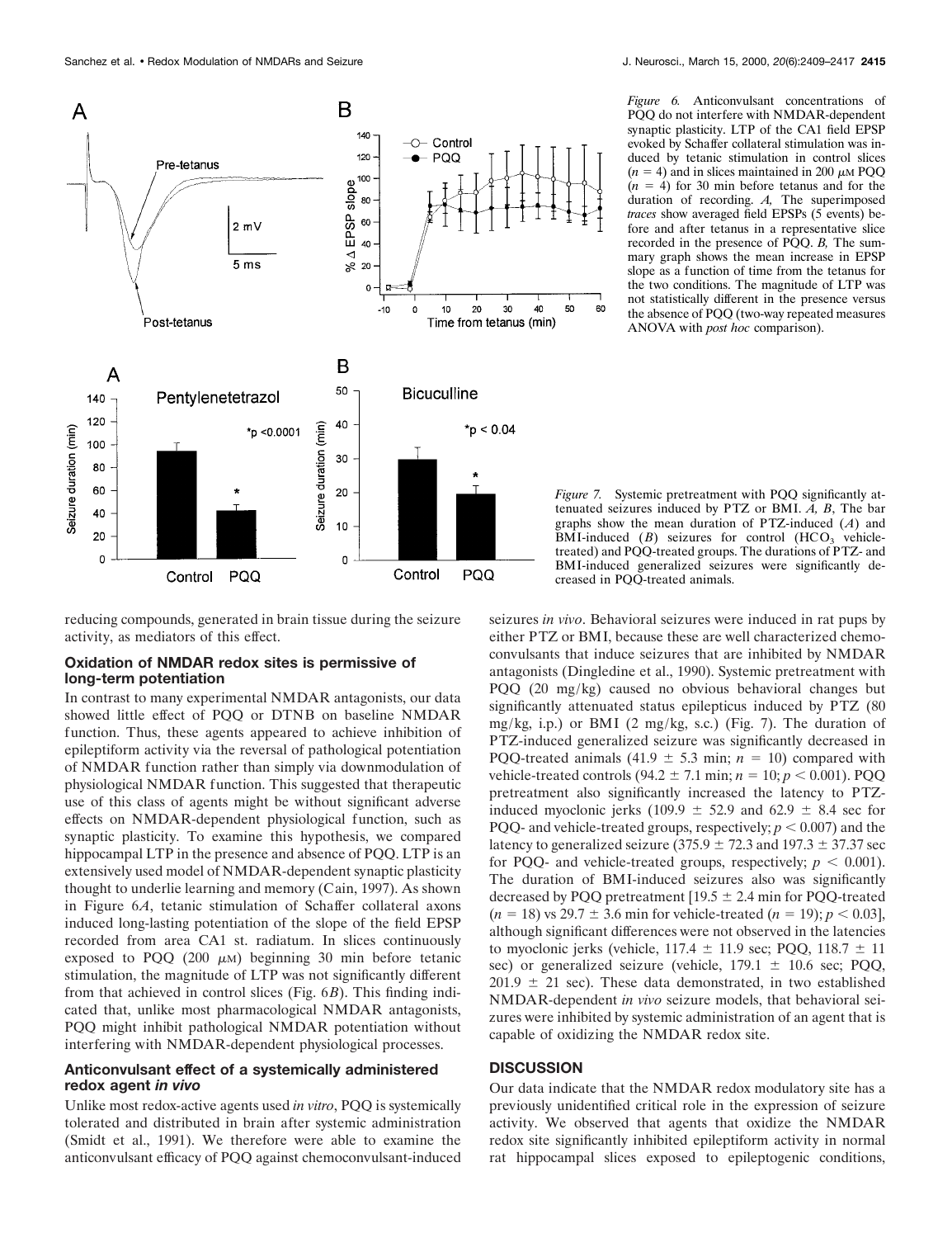*Figure 6.* Anticonvulsant concentrations of PQQ do not interfere with NMDAR-dependent synaptic plasticity. LTP of the CA1 field EPSP evoked by Schaffer collateral stimulation was induced by tetanic stimulation in control slices ($n = 4$) and in slices maintained in 200 $\mu$M PQQ ($n = 4$) for 30 min before tetanus and for the duration of recording. *A,* The superimposed *traces* show averaged field EPSPs (5 events) before and after tetanus in a representative slice recorded in the presence of PQQ. *B,* The summary graph shows the mean increase in EPSP slope as a function of time from the tetanus for the two conditions. The magnitude of LTP was not statistically different in the presence versus the absence of PQQ (two-way repeated measures ANOVA with *post hoc* comparison).

*Figure 7.* Systemic pretreatment with PQQ significantly attenuated seizures induced by PTZ or BMI. *A, B,* The bar graphs show the mean duration of PTZ-induced (*A*) and BMI-induced (*B*) seizures for control ($HCO_3$ vehicle-treated) and PQQ-treated groups. The durations of PTZ- and BMI-induced generalized seizures were significantly decreased in PQQ-treated animals.

reducing compounds, generated in brain tissue during the seizure activity, as mediators of this effect.

### Oxidation of NMDAR redox sites is permissive of long-term potentiation

In contrast to many experimental NMDAR antagonists, our data showed little effect of PQQ or DTNB on baseline NMDAR function. Thus, these agents appeared to achieve inhibition of epileptiform activity via the reversal of pathological potentiation of NMDAR function rather than simply via downmodulation of physiological NMDAR function. This suggested that therapeutic use of this class of agents might be without significant adverse effects on NMDAR-dependent physiological function, such as synaptic plasticity. To examine this hypothesis, we compared hippocampal LTP in the presence and absence of PQQ. LTP is an extensively used model of NMDAR-dependent synaptic plasticity thought to underlie learning and memory (Cain, 1997). As shown in Figure 6*A*, tetanic stimulation of Schaffer collateral axons induced long-lasting potentiation of the slope of the field EPSP recorded from area CA1 st. radiatum. In slices continuously exposed to PQQ (200 $\mu$M) beginning 30 min before tetanic stimulation, the magnitude of LTP was not significantly different from that achieved in control slices (Fig. 6*B*). This finding indicated that, unlike most pharmacological NMDAR antagonists, PQQ might inhibit pathological NMDAR potentiation without interfering with NMDAR-dependent physiological processes.

### Anticonvulsant effect of a systemically administered redox agent *in vivo*

Unlike most redox-active agents used *in vitro*, PQQ is systemically tolerated and distributed in brain after systemic administration (Smidt et al., 1991). We therefore were able to examine the anticonvulsant efficacy of PQQ against chemoconvulsant-induced seizures *in vivo*. Behavioral seizures were induced in rat pups by either PTZ or BMI, because these are well characterized chemoconvulsants that induce seizures that are inhibited by NMDAR antagonists (Dingledine et al., 1990). Systemic pretreatment with PQQ (20 mg/kg) caused no obvious behavioral changes but significantly attenuated status epilepticus induced by PTZ (80 mg/kg, i.p.) or BMI (2 mg/kg, s.c.) (Fig. 7). The duration of PTZ-induced generalized seizure was significantly decreased in PQQ-treated animals (41.9 ± 5.3 min; $n = 10$) compared with vehicle-treated controls (94.2 ± 7.1 min; $n = 10$; $p < 0.001$). PQQ pretreatment also significantly increased the latency to PTZ-induced myoclonic jerks (109.9 ± 52.9 and 62.9 ± 8.4 sec for PQQ- and vehicle-treated groups, respectively; $p < 0.007$) and the latency to generalized seizure (375.9 ± 72.3 and 197.3 ± 37.37 sec for PQQ- and vehicle-treated groups, respectively; $p < 0.001$). The duration of BMI-induced seizures also was significantly decreased by PQQ pretreatment [19.5 ± 2.4 min for PQQ-treated ($n = 18$) vs 29.7 ± 3.6 min for vehicle-treated ($n = 19$); $p < 0.03$], although significant differences were not observed in the latencies to myoclonic jerks (vehicle, 117.4 ± 11.9 sec; PQQ, 118.7 ± 11 sec) or generalized seizure (vehicle, 179.1 ± 10.6 sec; PQQ, 201.9 ± 21 sec). These data demonstrated, in two established NMDAR-dependent *in vivo* seizure models, that behavioral seizures were inhibited by systemic administration of an agent that is capable of oxidizing the NMDAR redox site.

## DISCUSSION

Our data indicate that the NMDAR redox modulatory site has a previously unidentified critical role in the expression of seizure activity. We observed that agents that oxidize the NMDAR redox site significantly inhibited epileptiform activity in normal rat hippocampal slices exposed to epileptogenic conditions,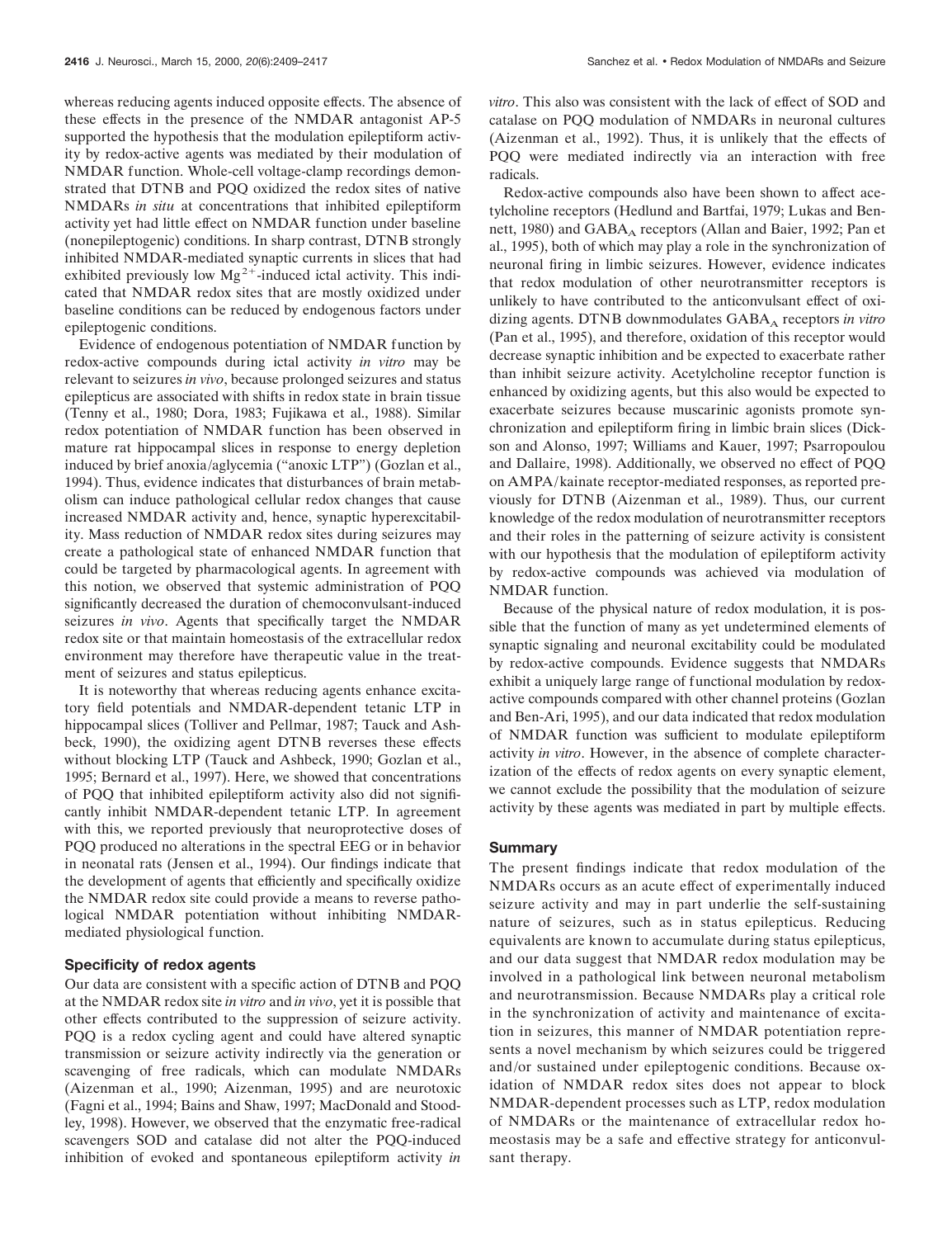whereas reducing agents induced opposite effects. The absence of these effects in the presence of the NMDAR antagonist AP-5 supported the hypothesis that the modulation epileptiform activity by redox-active agents was mediated by their modulation of NMDAR function. Whole-cell voltage-clamp recordings demonstrated that DTNB and PQQ oxidized the redox sites of native NMDARs *in situ* at concentrations that inhibited epileptiform activity yet had little effect on NMDAR function under baseline (nonepileptogenic) conditions. In sharp contrast, DTNB strongly inhibited NMDAR-mediated synaptic currents in slices that had exhibited previously low $Mg^{2+}$-induced ictal activity. This indicated that NMDAR redox sites that are mostly oxidized under baseline conditions can be reduced by endogenous factors under epileptogenic conditions.

Evidence of endogenous potentiation of NMDAR function by redox-active compounds during ictal activity *in vitro* may be relevant to seizures *in vivo*, because prolonged seizures and status epilepticus are associated with shifts in redox state in brain tissue (Tenny et al., 1980; Dora, 1983; Fujikawa et al., 1988). Similar redox potentiation of NMDAR function has been observed in mature rat hippocampal slices in response to energy depletion induced by brief anoxia/aglycemia ("anoxic LTP") (Gozlan et al., 1994). Thus, evidence indicates that disturbances of brain metabolism can induce pathological cellular redox changes that cause increased NMDAR activity and, hence, synaptic hyperexcitability. Mass reduction of NMDAR redox sites during seizures may create a pathological state of enhanced NMDAR function that could be targeted by pharmacological agents. In agreement with this notion, we observed that systemic administration of PQQ significantly decreased the duration of chemoconvulsant-induced seizures *in vivo*. Agents that specifically target the NMDAR redox site or that maintain homeostasis of the extracellular redox environment may therefore have therapeutic value in the treatment of seizures and status epilepticus.

It is noteworthy that whereas reducing agents enhance excitatory field potentials and NMDAR-dependent tetanic LTP in hippocampal slices (Tolliver and Pellmar, 1987; Tauck and Ashbeck, 1990), the oxidizing agent DTNB reverses these effects without blocking LTP (Tauck and Ashbeck, 1990; Gozlan et al., 1995; Bernard et al., 1997). Here, we showed that concentrations of PQQ that inhibited epileptiform activity also did not significantly inhibit NMDAR-dependent tetanic LTP. In agreement with this, we reported previously that neuroprotective doses of PQQ produced no alterations in the spectral EEG or in behavior in neonatal rats (Jensen et al., 1994). Our findings indicate that the development of agents that efficiently and specifically oxidize the NMDAR redox site could provide a means to reverse pathological NMDAR potentiation without inhibiting NMDAR-mediated physiological function.

### Specificity of redox agents

Our data are consistent with a specific action of DTNB and PQQ at the NMDAR redox site *in vitro* and *in vivo*, yet it is possible that other effects contributed to the suppression of seizure activity. PQQ is a redox cycling agent and could have altered synaptic transmission or seizure activity indirectly via the generation or scavenging of free radicals, which can modulate NMDARs (Aizenman et al., 1990; Aizenman, 1995) and are neurotoxic (Fagni et al., 1994; Bains and Shaw, 1997; MacDonald and Stoodley, 1998). However, we observed that the enzymatic free-radical scavengers SOD and catalase did not alter the PQQ-induced inhibition of evoked and spontaneous epileptiform activity *in vitro*. This also was consistent with the lack of effect of SOD and catalase on PQQ modulation of NMDARs in neuronal cultures (Aizenman et al., 1992). Thus, it is unlikely that the effects of PQQ were mediated indirectly via an interaction with free radicals.

Redox-active compounds also have been shown to affect acetylcholine receptors (Hedlund and Bartfai, 1979; Lukas and Bennett, 1980) and $GABA_A$ receptors (Allan and Baier, 1992; Pan et al., 1995), both of which may play a role in the synchronization of neuronal firing in limbic seizures. However, evidence indicates that redox modulation of other neurotransmitter receptors is unlikely to have contributed to the anticonvulsant effect of oxidizing agents. DTNB downmodulates $GABA_A$ receptors *in vitro* (Pan et al., 1995), and therefore, oxidation of this receptor would decrease synaptic inhibition and be expected to exacerbate rather than inhibit seizure activity. Acetylcholine receptor function is enhanced by oxidizing agents, but this also would be expected to exacerbate seizures because muscarinic agonists promote synchronization and epileptiform firing in limbic brain slices (Dickson and Alonso, 1997; Williams and Kauer, 1997; Psarropoulou and Dallaire, 1998). Additionally, we observed no effect of PQQ on AMPA/kainate receptor-mediated responses, as reported previously for DTNB (Aizenman et al., 1989). Thus, our current knowledge of the redox modulation of neurotransmitter receptors and their roles in the patterning of seizure activity is consistent with our hypothesis that the modulation of epileptiform activity by redox-active compounds was achieved via modulation of NMDAR function.

Because of the physical nature of redox modulation, it is possible that the function of many as yet undetermined elements of synaptic signaling and neuronal excitability could be modulated by redox-active compounds. Evidence suggests that NMDARs exhibit a uniquely large range of functional modulation by redox-active compounds compared with other channel proteins (Gozlan and Ben-Ari, 1995), and our data indicated that redox modulation of NMDAR function was sufficient to modulate epileptiform activity *in vitro*. However, in the absence of complete characterization of the effects of redox agents on every synaptic element, we cannot exclude the possibility that the modulation of seizure activity by these agents was mediated in part by multiple effects.

### Summary

The present findings indicate that redox modulation of the NMDARs occurs as an acute effect of experimentally induced seizure activity and may in part underlie the self-sustaining nature of seizures, such as in status epilepticus. Reducing equivalents are known to accumulate during status epilepticus, and our data suggest that NMDAR redox modulation may be involved in a pathological link between neuronal metabolism and neurotransmission. Because NMDARs play a critical role in the synchronization of activity and maintenance of excitation in seizures, this manner of NMDAR potentiation represents a novel mechanism by which seizures could be triggered and/or sustained under epileptogenic conditions. Because oxidation of NMDAR redox sites does not appear to block NMDAR-dependent processes such as LTP, redox modulation of NMDARs or the maintenance of extracellular redox homeostasis may be a safe and effective strategy for anticonvulsant therapy.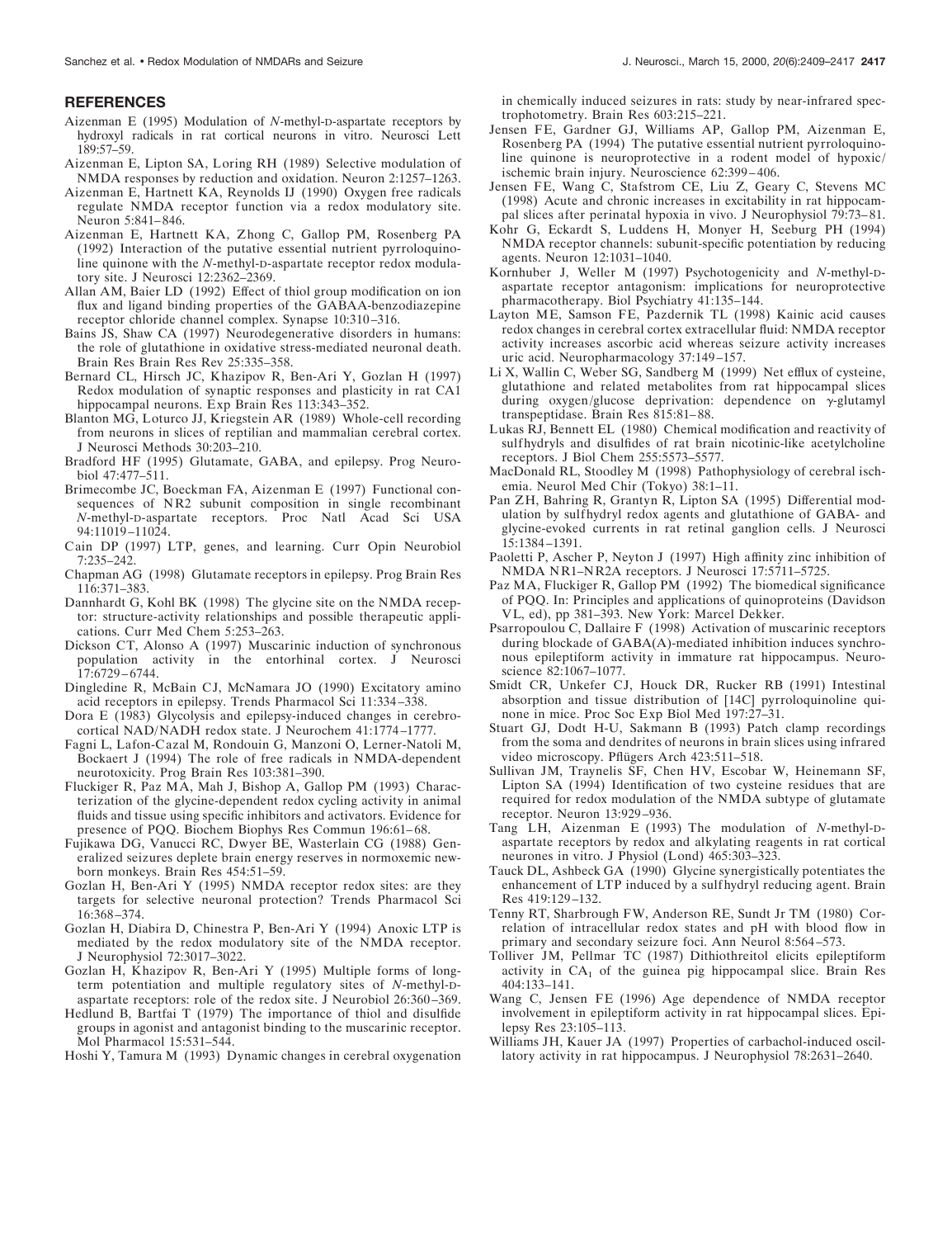## REFERENCES

Aizenman E (1995) Modulation of *N*-methyl-D-aspartate receptors by hydroxyl radicals in rat cortical neurons in vitro. Neurosci Lett 189:57–59.

Aizenman E, Lipton SA, Loring RH (1989) Selective modulation of NMDA responses by reduction and oxidation. Neuron 2:1257–1263.

Aizenman E, Hartnett KA, Reynolds IJ (1990) Oxygen free radicals regulate NMDA receptor function via a redox modulatory site. Neuron 5:841–846.

Aizenman E, Hartnett KA, Zhong C, Gallop PM, Rosenberg PA (1992) Interaction of the putative essential nutrient pyrroloquinoline quinone with the *N*-methyl-D-aspartate receptor redox modulatory site. J Neurosci 12:2362–2369.

Allan AM, Baier LD (1992) Effect of thiol group modification on ion flux and ligand binding properties of the GABAA-benzodiazepine receptor chloride channel complex. Synapse 10:310–316.

Bains JS, Shaw CA (1997) Neurodegenerative disorders in humans: the role of glutathione in oxidative stress-mediated neuronal death. Brain Res Brain Res Rev 25:335–358.

Bernard CL, Hirsch JC, Khazipov R, Ben-Ari Y, Gozlan H (1997) Redox modulation of synaptic responses and plasticity in rat CA1 hippocampal neurons. Exp Brain Res 113:343–352.

Blanton MG, Loturco JJ, Kriegstein AR (1989) Whole-cell recording from neurons in slices of reptilian and mammalian cerebral cortex. J Neurosci Methods 30:203–210.

Bradford HF (1995) Glutamate, GABA, and epilepsy. Prog Neurobiol 47:477–511.

Brimecombe JC, Boeckman FA, Aizenman E (1997) Functional consequences of NR2 subunit composition in single recombinant *N*-methyl-D-aspartate receptors. Proc Natl Acad Sci USA 94:11019–11024.

Cain DP (1997) LTP, genes, and learning. Curr Opin Neurobiol 7:235–242.

Chapman AG (1998) Glutamate receptors in epilepsy. Prog Brain Res 116:371–383.

Dannhardt G, Kohl BK (1998) The glycine site on the NMDA receptor: structure-activity relationships and possible therapeutic applications. Curr Med Chem 5:253–263.

Dickson CT, Alonso A (1997) Muscarinic induction of synchronous population activity in the entorhinal cortex. J Neurosci 17:6729–6744.

Dingledine R, McBain CJ, McNamara JO (1990) Excitatory amino acid receptors in epilepsy. Trends Pharmacol Sci 11:334–338.

Dora E (1983) Glycolysis and epilepsy-induced changes in cerebrocortical NAD/NADH redox state. J Neurochem 41:1774–1777.

Fagni L, Lafon-Cazal M, Rondouin G, Manzoni O, Lerner-Natoli M, Bockaert J (1994) The role of free radicals in NMDA-dependent neurotoxicity. Prog Brain Res 103:381–390.

Fluckiger R, Paz MA, Mah J, Bishop A, Gallop PM (1993) Characterization of the glycine-dependent redox cycling activity in animal fluids and tissue using specific inhibitors and activators. Evidence for presence of PQQ. Biochem Biophys Res Commun 196:61–68.

Fujikawa DG, Vanucci RC, Dwyer BE, Wasterlain CG (1988) Generalized seizures deplete brain energy reserves in normoxemic newborn monkeys. Brain Res 454:51–59.

Gozlan H, Ben-Ari Y (1995) NMDA receptor redox sites: are they targets for selective neuronal protection? Trends Pharmacol Sci 16:368–374.

Gozlan H, Diabira D, Chinestra P, Ben-Ari Y (1994) Anoxic LTP is mediated by the redox modulatory site of the NMDA receptor. J Neurophysiol 72:3017–3022.

Gozlan H, Khazipov R, Ben-Ari Y (1995) Multiple forms of long-term potentiation and multiple regulatory sites of *N*-methyl-D-aspartate receptors: role of the redox site. J Neurobiol 26:360–369.

Hedlund B, Bartfai T (1979) The importance of thiol and disulfide groups in agonist and antagonist binding to the muscarinic receptor. Mol Pharmacol 15:531–544.

Hoshi Y, Tamura M (1993) Dynamic changes in cerebral oxygenation in chemically induced seizures in rats: study by near-infrared spectrophotometry. Brain Res 603:215–221.

Jensen FE, Gardner GJ, Williams AP, Gallop PM, Aizenman E, Rosenberg PA (1994) The putative essential nutrient pyrroloquinoline quinone is neuroprotective in a rodent model of hypoxic/ischemic brain injury. Neuroscience 62:399–406.

Jensen FE, Wang C, Stafstrom CE, Liu Z, Geary C, Stevens MC (1998) Acute and chronic increases in excitability in rat hippocampal slices after perinatal hypoxia in vivo. J Neurophysiol 79:73–81.

Kohr G, Eckardt S, Luddens H, Monyer H, Seeburg PH (1994) NMDA receptor channels: subunit-specific potentiation by reducing agents. Neuron 12:1031–1040.

Kornhuber J, Weller M (1997) Psychotogenicity and *N*-methyl-D-aspartate receptor antagonism: implications for neuroprotective pharmacotherapy. Biol Psychiatry 41:135–144.

Layton ME, Samson FE, Pazdernik TL (1998) Kainic acid causes redox changes in cerebral cortex extracellular fluid: NMDA receptor activity increases ascorbic acid whereas seizure activity increases uric acid. Neuropharmacology 37:149–157.

Li X, Wallin C, Weber SG, Sandberg M (1999) Net efflux of cysteine, glutathione and related metabolites from rat hippocampal slices during oxygen/glucose deprivation: dependence on $\gamma$-glutamyl transpeptidase. Brain Res 815:81–88.

Lukas RJ, Bennett EL (1980) Chemical modification and reactivity of sulfhydryls and disulfides of rat brain nicotinic-like acetylcholine receptors. J Biol Chem 255:5573–5577.

MacDonald RL, Stoodley M (1998) Pathophysiology of cerebral ischemia. Neurol Med Chir (Tokyo) 38:1–11.

Pan ZH, Bahring R, Grantyn R, Lipton SA (1995) Differential modulation by sulfhydryl redox agents and glutathione of GABA- and glycine-evoked currents in rat retinal ganglion cells. J Neurosci 15:1384–1391.

Paoletti P, Ascher P, Neyton J (1997) High affinity zinc inhibition of NMDA NR1–NR2A receptors. J Neurosci 17:5711–5725.

Paz MA, Fluckiger R, Gallop PM (1992) The biomedical significance of PQQ. In: Principles and applications of quinoproteins (Davidson VL, ed), pp 381–393. New York: Marcel Dekker.

Psarropoulou C, Dallaire F (1998) Activation of muscarinic receptors during blockade of GABA(A)-mediated inhibition induces synchronous epileptiform activity in immature rat hippocampus. Neuroscience 82:1067–1077.

Smidt CR, Unkefer CJ, Houck DR, Rucker RB (1991) Intestinal absorption and tissue distribution of [14C] pyrroloquinoline quinone in mice. Proc Soc Exp Biol Med 197:27–31.

Stuart GJ, Dodt H-U, Sakmann B (1993) Patch clamp recordings from the soma and dendrites of neurons in brain slices using infrared video microscopy. Pflügers Arch 423:511–518.

Sullivan JM, Traynelis SF, Chen HV, Escobar W, Heinemann SF, Lipton SA (1994) Identification of two cysteine residues that are required for redox modulation of the NMDA subtype of glutamate receptor. Neuron 13:929–936.

Tang LH, Aizenman E (1993) The modulation of *N*-methyl-D-aspartate receptors by redox and alkylating reagents in rat cortical neurones in vitro. J Physiol (Lond) 465:303–323.

Tauck DL, Ashbeck GA (1990) Glycine synergistically potentiates the enhancement of LTP induced by a sulfhydryl reducing agent. Brain Res 419:129–132.

Tenny RT, Sharbrough FW, Anderson RE, Sundt Jr TM (1980) Correlation of intracellular redox states and pH with blood flow in primary and secondary seizure foci. Ann Neurol 8:564–573.

Tolliver JM, Pellmar TC (1987) Dithiothreitol elicits epileptiform activity in $CA_1$ of the guinea pig hippocampal slice. Brain Res 404:133–141.

Wang C, Jensen FE (1996) Age dependence of NMDA receptor involvement in epileptiform activity in rat hippocampal slices. Epilepsy Res 23:105–113.

Williams JH, Kauer JA (1997) Properties of carbachol-induced oscillatory activity in rat hippocampus. J Neurophysiol 78:2631–2640.